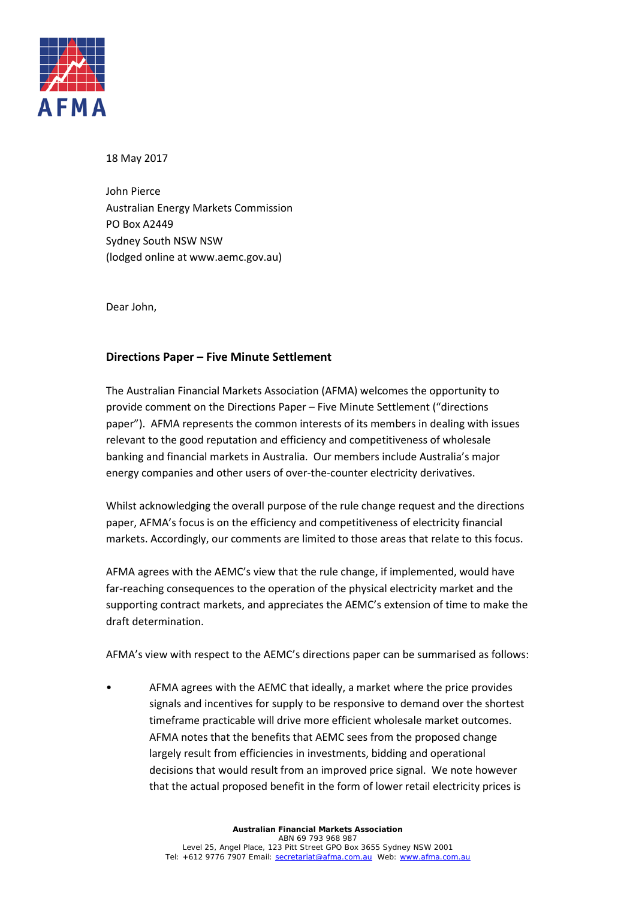AFMA

18 May 2017

John Pierce
Australian Energy Markets Commission
PO Box A2449
Sydney South NSW NSW
(lodged online at www.aemc.gov.au)

Dear John,

**Directions Paper – Five Minute Settlement**

The Australian Financial Markets Association (AFMA) welcomes the opportunity to provide comment on the Directions Paper – Five Minute Settlement ("directions paper"). AFMA represents the common interests of its members in dealing with issues relevant to the good reputation and efficiency and competitiveness of wholesale banking and financial markets in Australia. Our members include Australia's major energy companies and other users of over-the-counter electricity derivatives.

Whilst acknowledging the overall purpose of the rule change request and the directions paper, AFMA's focus is on the efficiency and competitiveness of electricity financial markets. Accordingly, our comments are limited to those areas that relate to this focus.

AFMA agrees with the AEMC's view that the rule change, if implemented, would have far-reaching consequences to the operation of the physical electricity market and the supporting contract markets, and appreciates the AEMC's extension of time to make the draft determination.

AFMA's view with respect to the AEMC's directions paper can be summarised as follows:

- AFMA agrees with the AEMC that ideally, a market where the price provides signals and incentives for supply to be responsive to demand over the shortest timeframe practicable will drive more efficient wholesale market outcomes. AFMA notes that the benefits that AEMC sees from the proposed change largely result from efficiencies in investments, bidding and operational decisions that would result from an improved price signal. We note however that the actual proposed benefit in the form of lower retail electricity prices is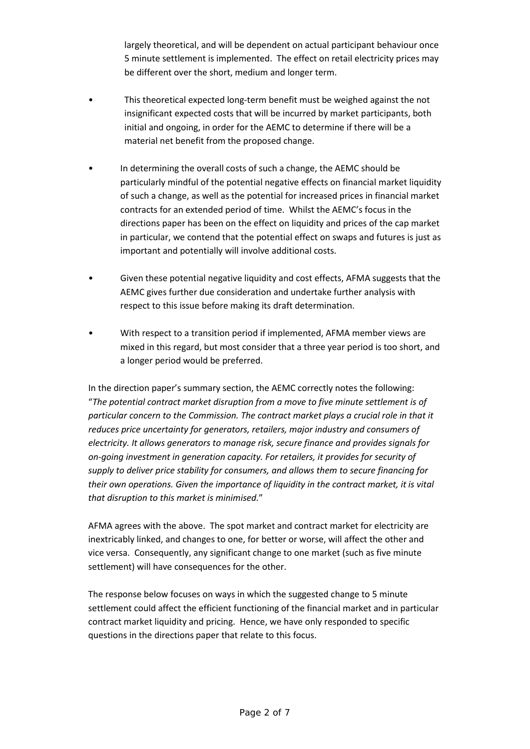largely theoretical, and will be dependent on actual participant behaviour once 5 minute settlement is implemented. The effect on retail electricity prices may be different over the short, medium and longer term.

- This theoretical expected long-term benefit must be weighed against the not insignificant expected costs that will be incurred by market participants, both initial and ongoing, in order for the AEMC to determine if there will be a material net benefit from the proposed change.

- In determining the overall costs of such a change, the AEMC should be particularly mindful of the potential negative effects on financial market liquidity of such a change, as well as the potential for increased prices in financial market contracts for an extended period of time. Whilst the AEMC's focus in the directions paper has been on the effect on liquidity and prices of the cap market in particular, we contend that the potential effect on swaps and futures is just as important and potentially will involve additional costs.

- Given these potential negative liquidity and cost effects, AFMA suggests that the AEMC gives further due consideration and undertake further analysis with respect to this issue before making its draft determination.

- With respect to a transition period if implemented, AFMA member views are mixed in this regard, but most consider that a three year period is too short, and a longer period would be preferred.

In the direction paper's summary section, the AEMC correctly notes the following: "*The potential contract market disruption from a move to five minute settlement is of particular concern to the Commission. The contract market plays a crucial role in that it reduces price uncertainty for generators, retailers, major industry and consumers of electricity. It allows generators to manage risk, secure finance and provides signals for on-going investment in generation capacity. For retailers, it provides for security of supply to deliver price stability for consumers, and allows them to secure financing for their own operations. Given the importance of liquidity in the contract market, it is vital that disruption to this market is minimised.*"

AFMA agrees with the above. The spot market and contract market for electricity are inextricably linked, and changes to one, for better or worse, will affect the other and vice versa. Consequently, any significant change to one market (such as five minute settlement) will have consequences for the other.

The response below focuses on ways in which the suggested change to 5 minute settlement could affect the efficient functioning of the financial market and in particular contract market liquidity and pricing. Hence, we have only responded to specific questions in the directions paper that relate to this focus.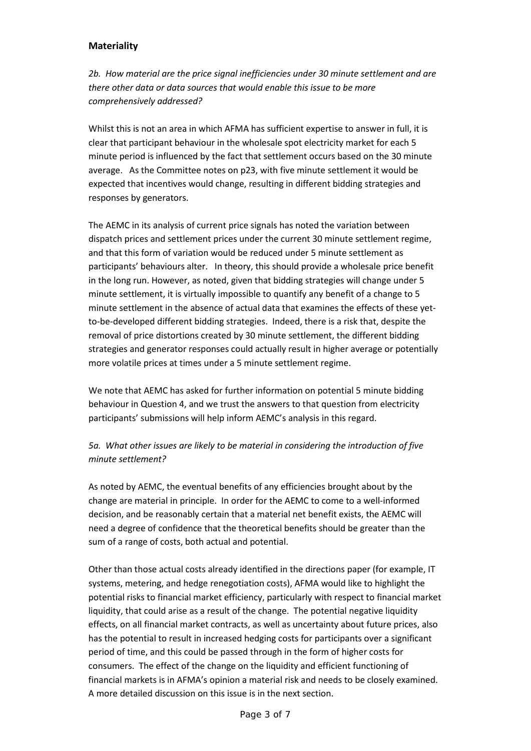## Materiality

*2b. How material are the price signal inefficiencies under 30 minute settlement and are there other data or data sources that would enable this issue to be more comprehensively addressed?*

Whilst this is not an area in which AFMA has sufficient expertise to answer in full, it is clear that participant behaviour in the wholesale spot electricity market for each 5 minute period is influenced by the fact that settlement occurs based on the 30 minute average. As the Committee notes on p23, with five minute settlement it would be expected that incentives would change, resulting in different bidding strategies and responses by generators.

The AEMC in its analysis of current price signals has noted the variation between dispatch prices and settlement prices under the current 30 minute settlement regime, and that this form of variation would be reduced under 5 minute settlement as participants' behaviours alter. In theory, this should provide a wholesale price benefit in the long run. However, as noted, given that bidding strategies will change under 5 minute settlement, it is virtually impossible to quantify any benefit of a change to 5 minute settlement in the absence of actual data that examines the effects of these yet-to-be-developed different bidding strategies. Indeed, there is a risk that, despite the removal of price distortions created by 30 minute settlement, the different bidding strategies and generator responses could actually result in higher average or potentially more volatile prices at times under a 5 minute settlement regime.

We note that AEMC has asked for further information on potential 5 minute bidding behaviour in Question 4, and we trust the answers to that question from electricity participants' submissions will help inform AEMC's analysis in this regard.

*5a. What other issues are likely to be material in considering the introduction of five minute settlement?*

As noted by AEMC, the eventual benefits of any efficiencies brought about by the change are material in principle. In order for the AEMC to come to a well-informed decision, and be reasonably certain that a material net benefit exists, the AEMC will need a degree of confidence that the theoretical benefits should be greater than the sum of a range of costs, both actual and potential.

Other than those actual costs already identified in the directions paper (for example, IT systems, metering, and hedge renegotiation costs), AFMA would like to highlight the potential risks to financial market efficiency, particularly with respect to financial market liquidity, that could arise as a result of the change. The potential negative liquidity effects, on all financial market contracts, as well as uncertainty about future prices, also has the potential to result in increased hedging costs for participants over a significant period of time, and this could be passed through in the form of higher costs for consumers. The effect of the change on the liquidity and efficient functioning of financial markets is in AFMA's opinion a material risk and needs to be closely examined. A more detailed discussion on this issue is in the next section.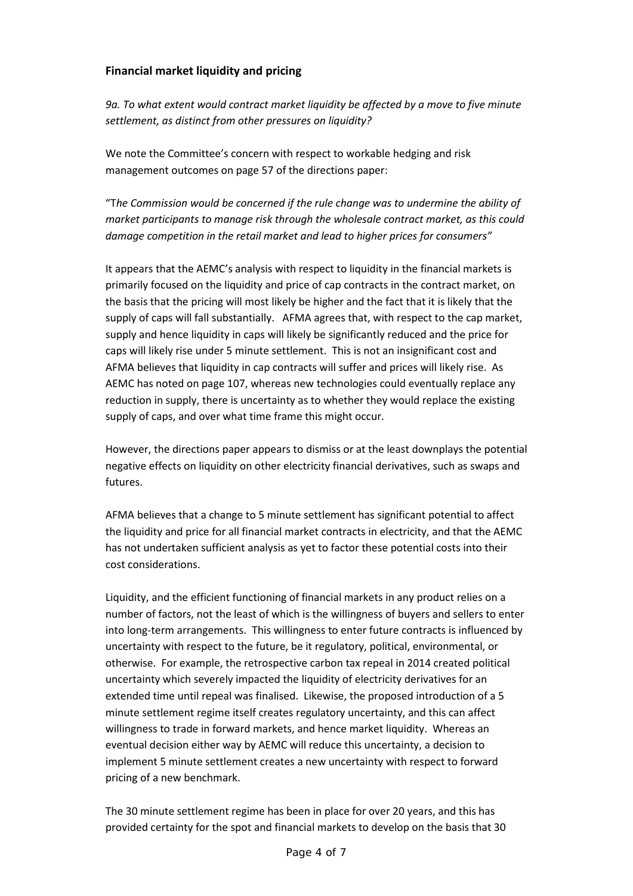## Financial market liquidity and pricing

*9a. To what extent would contract market liquidity be affected by a move to five minute settlement, as distinct from other pressures on liquidity?*

We note the Committee's concern with respect to workable hedging and risk management outcomes on page 57 of the directions paper:

"T*he Commission would be concerned if the rule change was to undermine the ability of market participants to manage risk through the wholesale contract market, as this could damage competition in the retail market and lead to higher prices for consumers"*

It appears that the AEMC's analysis with respect to liquidity in the financial markets is primarily focused on the liquidity and price of cap contracts in the contract market, on the basis that the pricing will most likely be higher and the fact that it is likely that the supply of caps will fall substantially. AFMA agrees that, with respect to the cap market, supply and hence liquidity in caps will likely be significantly reduced and the price for caps will likely rise under 5 minute settlement. This is not an insignificant cost and AFMA believes that liquidity in cap contracts will suffer and prices will likely rise. As AEMC has noted on page 107, whereas new technologies could eventually replace any reduction in supply, there is uncertainty as to whether they would replace the existing supply of caps, and over what time frame this might occur.

However, the directions paper appears to dismiss or at the least downplays the potential negative effects on liquidity on other electricity financial derivatives, such as swaps and futures.

AFMA believes that a change to 5 minute settlement has significant potential to affect the liquidity and price for all financial market contracts in electricity, and that the AEMC has not undertaken sufficient analysis as yet to factor these potential costs into their cost considerations.

Liquidity, and the efficient functioning of financial markets in any product relies on a number of factors, not the least of which is the willingness of buyers and sellers to enter into long-term arrangements. This willingness to enter future contracts is influenced by uncertainty with respect to the future, be it regulatory, political, environmental, or otherwise. For example, the retrospective carbon tax repeal in 2014 created political uncertainty which severely impacted the liquidity of electricity derivatives for an extended time until repeal was finalised. Likewise, the proposed introduction of a 5 minute settlement regime itself creates regulatory uncertainty, and this can affect willingness to trade in forward markets, and hence market liquidity. Whereas an eventual decision either way by AEMC will reduce this uncertainty, a decision to implement 5 minute settlement creates a new uncertainty with respect to forward pricing of a new benchmark.

The 30 minute settlement regime has been in place for over 20 years, and this has provided certainty for the spot and financial markets to develop on the basis that 30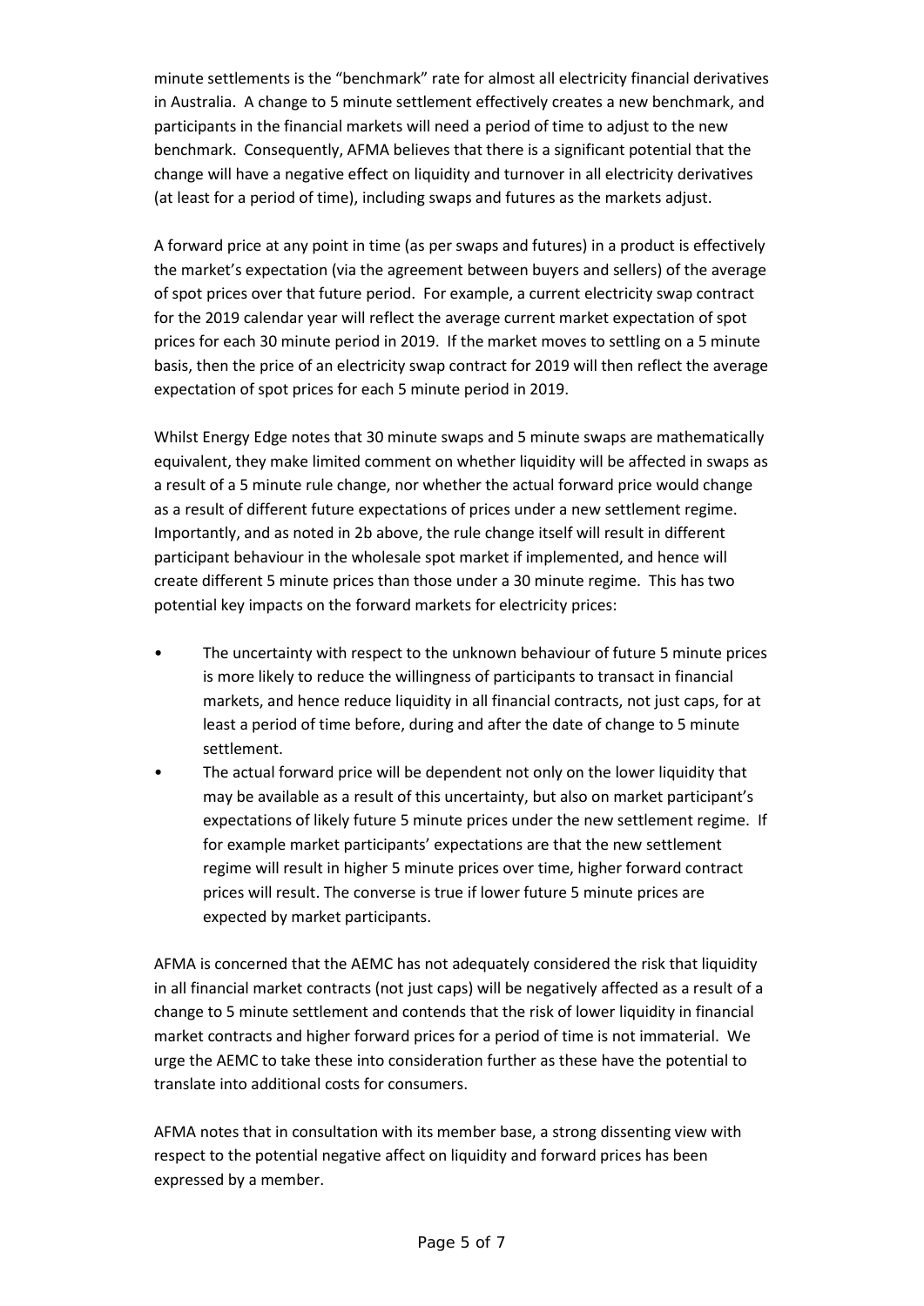minute settlements is the "benchmark" rate for almost all electricity financial derivatives in Australia. A change to 5 minute settlement effectively creates a new benchmark, and participants in the financial markets will need a period of time to adjust to the new benchmark. Consequently, AFMA believes that there is a significant potential that the change will have a negative effect on liquidity and turnover in all electricity derivatives (at least for a period of time), including swaps and futures as the markets adjust.

A forward price at any point in time (as per swaps and futures) in a product is effectively the market's expectation (via the agreement between buyers and sellers) of the average of spot prices over that future period. For example, a current electricity swap contract for the 2019 calendar year will reflect the average current market expectation of spot prices for each 30 minute period in 2019. If the market moves to settling on a 5 minute basis, then the price of an electricity swap contract for 2019 will then reflect the average expectation of spot prices for each 5 minute period in 2019.

Whilst Energy Edge notes that 30 minute swaps and 5 minute swaps are mathematically equivalent, they make limited comment on whether liquidity will be affected in swaps as a result of a 5 minute rule change, nor whether the actual forward price would change as a result of different future expectations of prices under a new settlement regime. Importantly, and as noted in 2b above, the rule change itself will result in different participant behaviour in the wholesale spot market if implemented, and hence will create different 5 minute prices than those under a 30 minute regime. This has two potential key impacts on the forward markets for electricity prices:

- The uncertainty with respect to the unknown behaviour of future 5 minute prices is more likely to reduce the willingness of participants to transact in financial markets, and hence reduce liquidity in all financial contracts, not just caps, for at least a period of time before, during and after the date of change to 5 minute settlement.
- The actual forward price will be dependent not only on the lower liquidity that may be available as a result of this uncertainty, but also on market participant's expectations of likely future 5 minute prices under the new settlement regime. If for example market participants' expectations are that the new settlement regime will result in higher 5 minute prices over time, higher forward contract prices will result. The converse is true if lower future 5 minute prices are expected by market participants.

AFMA is concerned that the AEMC has not adequately considered the risk that liquidity in all financial market contracts (not just caps) will be negatively affected as a result of a change to 5 minute settlement and contends that the risk of lower liquidity in financial market contracts and higher forward prices for a period of time is not immaterial. We urge the AEMC to take these into consideration further as these have the potential to translate into additional costs for consumers.

AFMA notes that in consultation with its member base, a strong dissenting view with respect to the potential negative affect on liquidity and forward prices has been expressed by a member.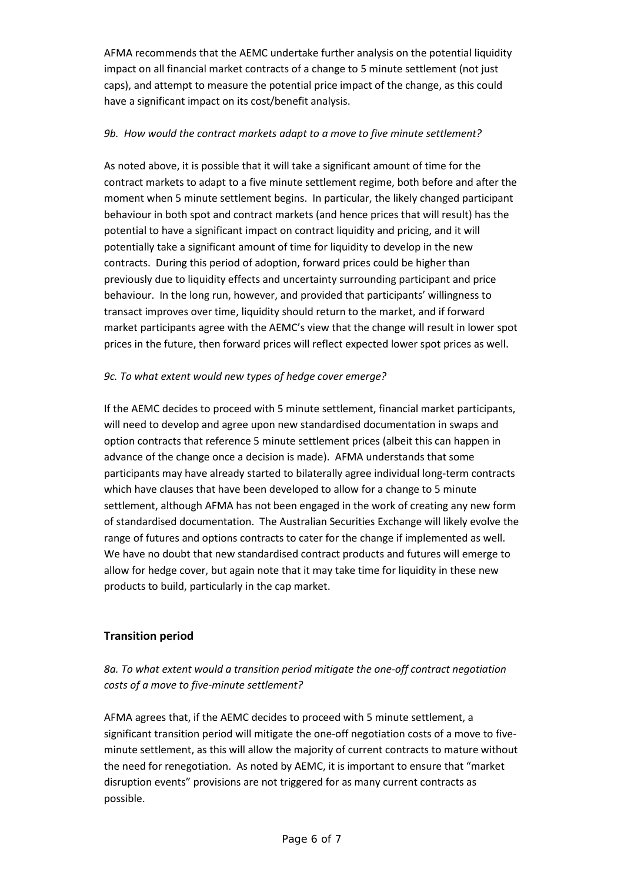AFMA recommends that the AEMC undertake further analysis on the potential liquidity impact on all financial market contracts of a change to 5 minute settlement (not just caps), and attempt to measure the potential price impact of the change, as this could have a significant impact on its cost/benefit analysis.

*9b. How would the contract markets adapt to a move to five minute settlement?*

As noted above, it is possible that it will take a significant amount of time for the contract markets to adapt to a five minute settlement regime, both before and after the moment when 5 minute settlement begins. In particular, the likely changed participant behaviour in both spot and contract markets (and hence prices that will result) has the potential to have a significant impact on contract liquidity and pricing, and it will potentially take a significant amount of time for liquidity to develop in the new contracts. During this period of adoption, forward prices could be higher than previously due to liquidity effects and uncertainty surrounding participant and price behaviour. In the long run, however, and provided that participants' willingness to transact improves over time, liquidity should return to the market, and if forward market participants agree with the AEMC's view that the change will result in lower spot prices in the future, then forward prices will reflect expected lower spot prices as well.

*9c. To what extent would new types of hedge cover emerge?*

If the AEMC decides to proceed with 5 minute settlement, financial market participants, will need to develop and agree upon new standardised documentation in swaps and option contracts that reference 5 minute settlement prices (albeit this can happen in advance of the change once a decision is made). AFMA understands that some participants may have already started to bilaterally agree individual long-term contracts which have clauses that have been developed to allow for a change to 5 minute settlement, although AFMA has not been engaged in the work of creating any new form of standardised documentation. The Australian Securities Exchange will likely evolve the range of futures and options contracts to cater for the change if implemented as well. We have no doubt that new standardised contract products and futures will emerge to allow for hedge cover, but again note that it may take time for liquidity in these new products to build, particularly in the cap market.

## Transition period

*8a. To what extent would a transition period mitigate the one-off contract negotiation costs of a move to five-minute settlement?*

AFMA agrees that, if the AEMC decides to proceed with 5 minute settlement, a significant transition period will mitigate the one-off negotiation costs of a move to five-minute settlement, as this will allow the majority of current contracts to mature without the need for renegotiation. As noted by AEMC, it is important to ensure that "market disruption events" provisions are not triggered for as many current contracts as possible.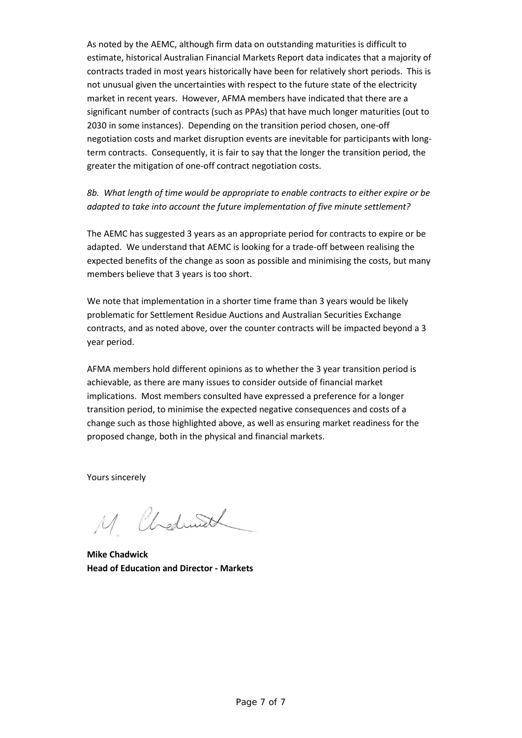As noted by the AEMC, although firm data on outstanding maturities is difficult to estimate, historical Australian Financial Markets Report data indicates that a majority of contracts traded in most years historically have been for relatively short periods. This is not unusual given the uncertainties with respect to the future state of the electricity market in recent years. However, AFMA members have indicated that there are a significant number of contracts (such as PPAs) that have much longer maturities (out to 2030 in some instances). Depending on the transition period chosen, one-off negotiation costs and market disruption events are inevitable for participants with long-term contracts. Consequently, it is fair to say that the longer the transition period, the greater the mitigation of one-off contract negotiation costs.

*8b. What length of time would be appropriate to enable contracts to either expire or be adapted to take into account the future implementation of five minute settlement?*

The AEMC has suggested 3 years as an appropriate period for contracts to expire or be adapted. We understand that AEMC is looking for a trade-off between realising the expected benefits of the change as soon as possible and minimising the costs, but many members believe that 3 years is too short.

We note that implementation in a shorter time frame than 3 years would be likely problematic for Settlement Residue Auctions and Australian Securities Exchange contracts, and as noted above, over the counter contracts will be impacted beyond a 3 year period.

AFMA members hold different opinions as to whether the 3 year transition period is achievable, as there are many issues to consider outside of financial market implications. Most members consulted have expressed a preference for a longer transition period, to minimise the expected negative consequences and costs of a change such as those highlighted above, as well as ensuring market readiness for the proposed change, both in the physical and financial markets.

Yours sincerely

M. Chadwick

**Mike Chadwick**
**Head of Education and Director - Markets**